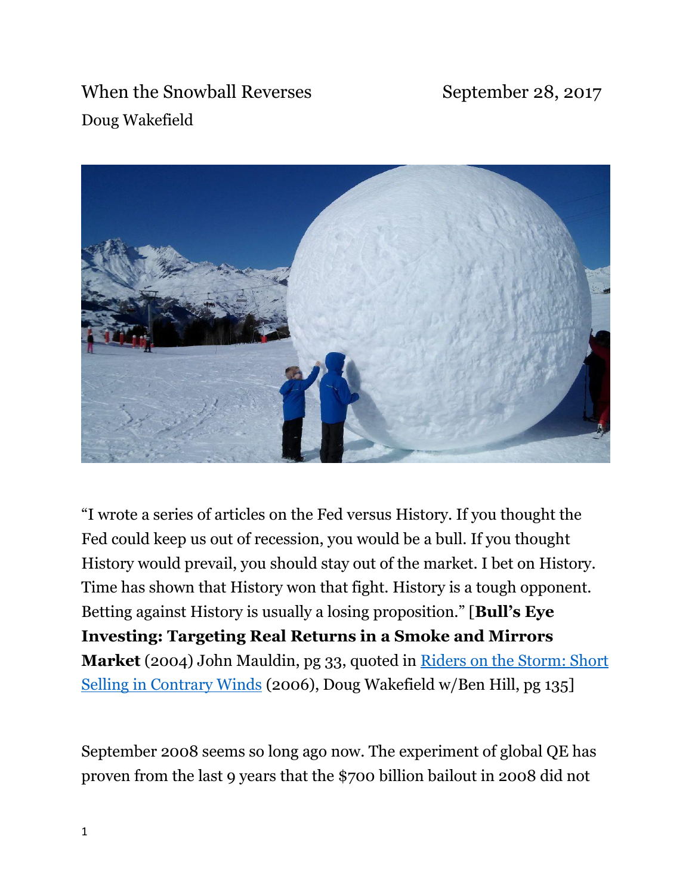When the Snowball Reverses September 28, 2017

Doug Wakefield

"I wrote a series of articles on the Fed versus History. If you thought the Fed could keep us out of recession, you would be a bull. If you thought History would prevail, you should stay out of the market. I bet on History. Time has shown that History won that fight. History is a tough opponent. Betting against History is usually a losing proposition." [**Bull's Eye Investing: Targeting Real Returns in a Smoke and Mirrors Market** (2004) John Mauldin, pg 33, quoted in Riders on the Storm: Short Selling in Contrary Winds (2006), Doug Wakefield w/Ben Hill, pg 135]

September 2008 seems so long ago now. The experiment of global QE has proven from the last 9 years that the $700 billion bailout in 2008 did not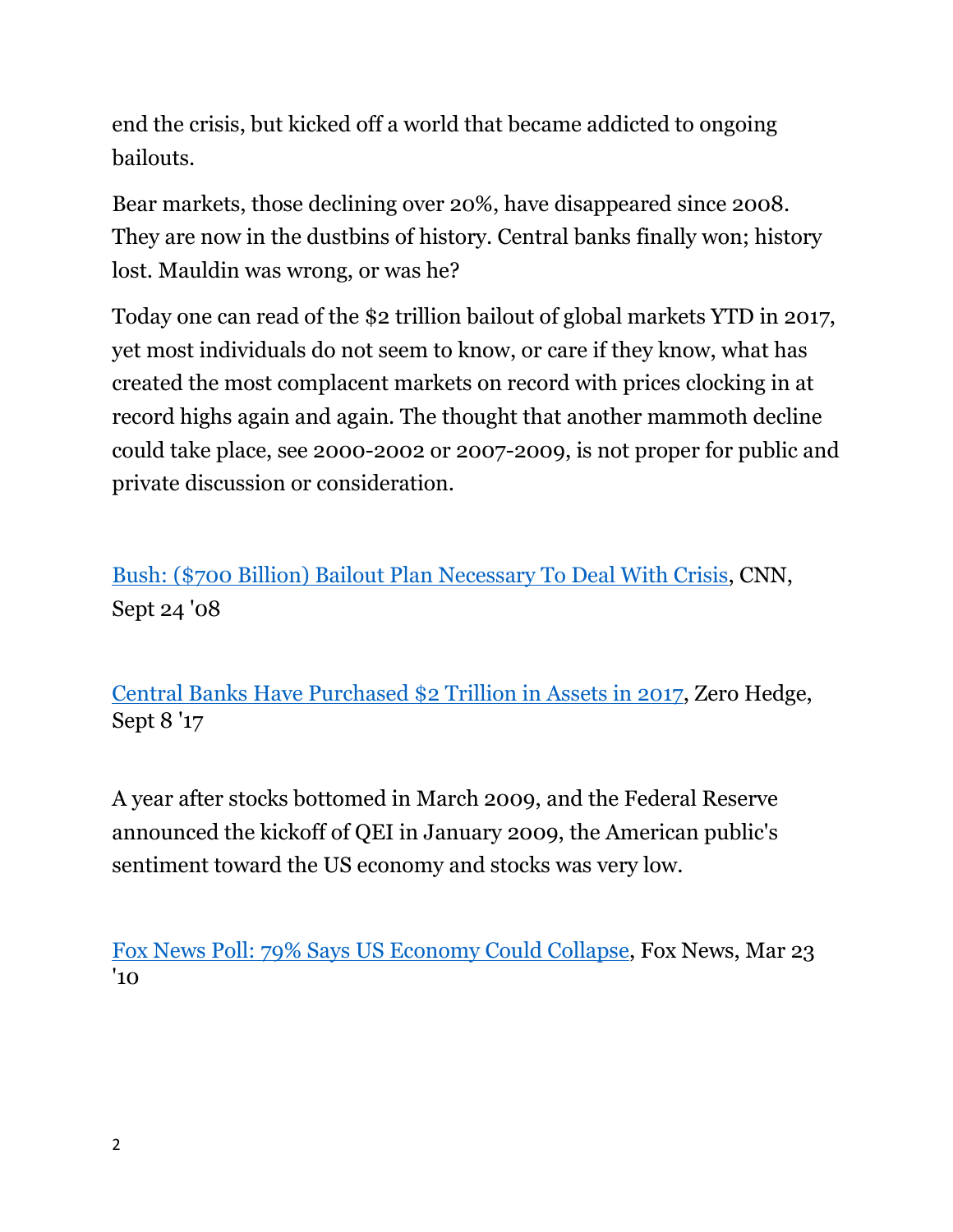end the crisis, but kicked off a world that became addicted to ongoing bailouts.

Bear markets, those declining over 20%, have disappeared since 2008. They are now in the dustbins of history. Central banks finally won; history lost. Mauldin was wrong, or was he?

Today one can read of the $2 trillion bailout of global markets YTD in 2017, yet most individuals do not seem to know, or care if they know, what has created the most complacent markets on record with prices clocking in at record highs again and again. The thought that another mammoth decline could take place, see 2000-2002 or 2007-2009, is not proper for public and private discussion or consideration.

Bush: ($700 Billion) Bailout Plan Necessary To Deal With Crisis, CNN, Sept 24 '08

Central Banks Have Purchased $2 Trillion in Assets in 2017, Zero Hedge, Sept 8 '17

A year after stocks bottomed in March 2009, and the Federal Reserve announced the kickoff of QEI in January 2009, the American public's sentiment toward the US economy and stocks was very low.

Fox News Poll: 79% Says US Economy Could Collapse, Fox News, Mar 23 '10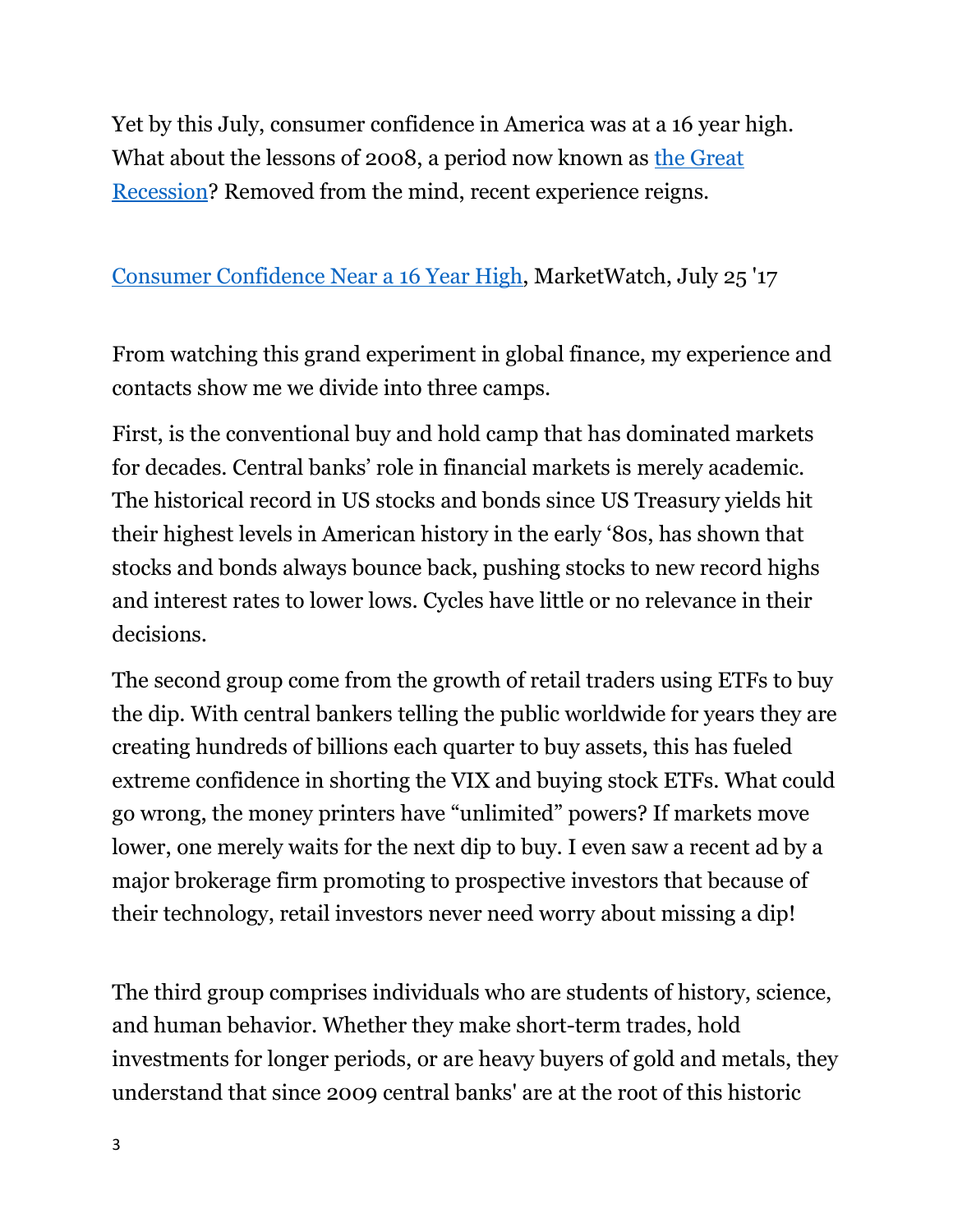Yet by this July, consumer confidence in America was at a 16 year high. What about the lessons of 2008, a period now known as the Great Recession? Removed from the mind, recent experience reigns.

Consumer Confidence Near a 16 Year High, MarketWatch, July 25 '17

From watching this grand experiment in global finance, my experience and contacts show me we divide into three camps.

First, is the conventional buy and hold camp that has dominated markets for decades. Central banks' role in financial markets is merely academic. The historical record in US stocks and bonds since US Treasury yields hit their highest levels in American history in the early '80s, has shown that stocks and bonds always bounce back, pushing stocks to new record highs and interest rates to lower lows. Cycles have little or no relevance in their decisions.

The second group come from the growth of retail traders using ETFs to buy the dip. With central bankers telling the public worldwide for years they are creating hundreds of billions each quarter to buy assets, this has fueled extreme confidence in shorting the VIX and buying stock ETFs. What could go wrong, the money printers have "unlimited" powers? If markets move lower, one merely waits for the next dip to buy. I even saw a recent ad by a major brokerage firm promoting to prospective investors that because of their technology, retail investors never need worry about missing a dip!

The third group comprises individuals who are students of history, science, and human behavior. Whether they make short-term trades, hold investments for longer periods, or are heavy buyers of gold and metals, they understand that since 2009 central banks' are at the root of this historic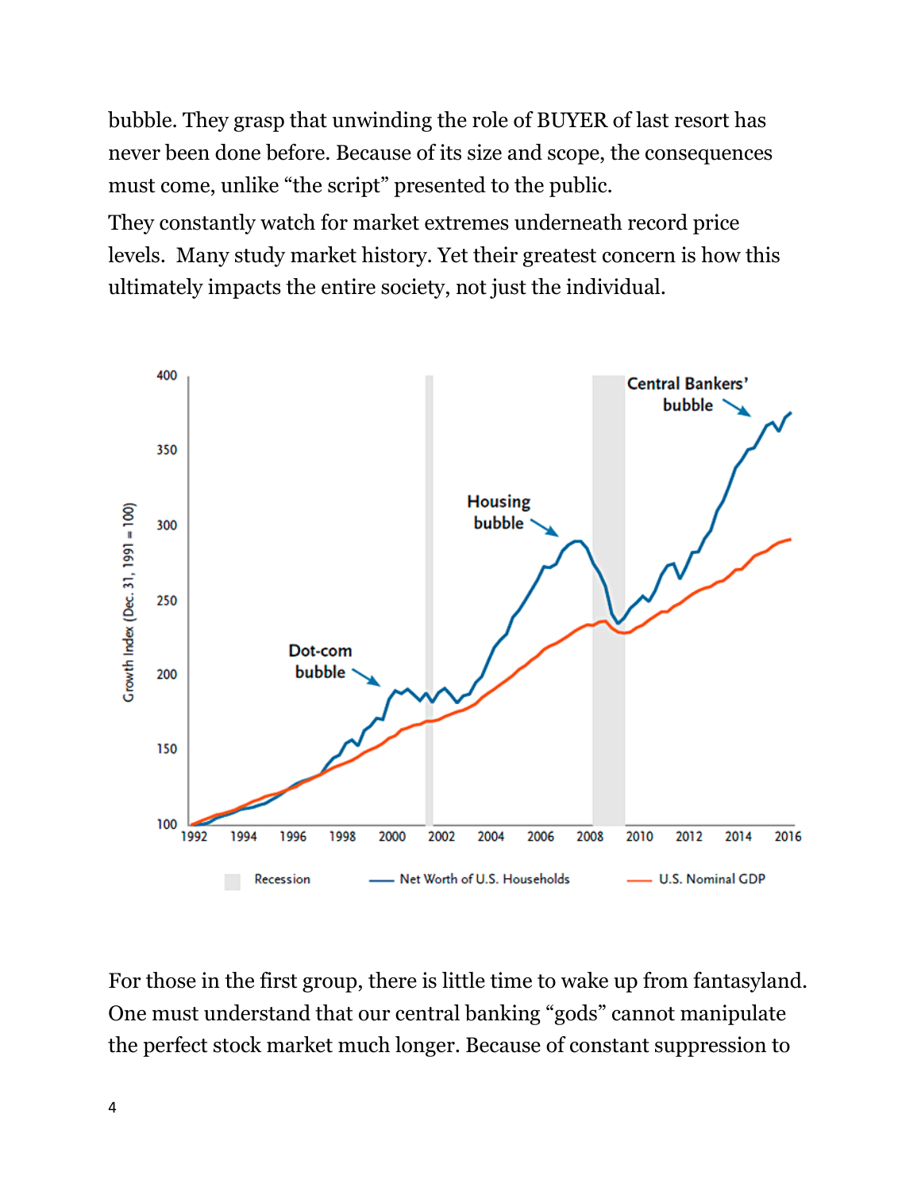bubble. They grasp that unwinding the role of BUYER of last resort has never been done before. Because of its size and scope, the consequences must come, unlike "the script" presented to the public.

They constantly watch for market extremes underneath record price levels. Many study market history. Yet their greatest concern is how this ultimately impacts the entire society, not just the individual.

For those in the first group, there is little time to wake up from fantasyland. One must understand that our central banking "gods" cannot manipulate the perfect stock market much longer. Because of constant suppression to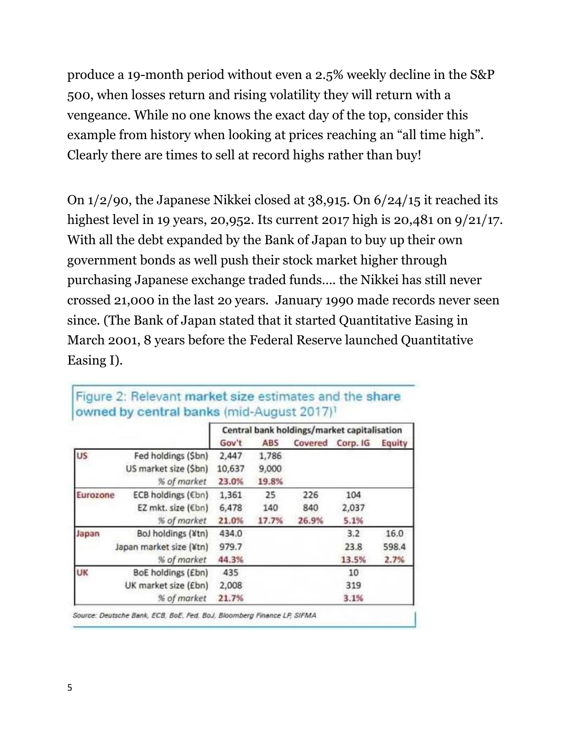produce a 19-month period without even a 2.5% weekly decline in the S&P 500, when losses return and rising volatility they will return with a vengeance. While no one knows the exact day of the top, consider this example from history when looking at prices reaching an "all time high". Clearly there are times to sell at record highs rather than buy!

On 1/2/90, the Japanese Nikkei closed at 38,915. On 6/24/15 it reached its highest level in 19 years, 20,952. Its current 2017 high is 20,481 on 9/21/17. With all the debt expanded by the Bank of Japan to buy up their own government bonds as well push their stock market higher through purchasing Japanese exchange traded funds…. the Nikkei has still never crossed 21,000 in the last 20 years. January 1990 made records never seen since. (The Bank of Japan stated that it started Quantitative Easing in March 2001, 8 years before the Federal Reserve launched Quantitative Easing I).

Figure 2: Relevant market size estimates and the share owned by central banks (mid-August 2017)[1]

| | | Central bank holdings/market capitalisation | | | | |
|---|---|---|---|---|---|---|
| | | Gov't | ABS | Covered | Corp. IG | Equity |
| US | Fed holdings ($bn) | 2,447 | 1,786 | | | |
| | US market size ($bn) | 10,637 | 9,000 | | | |
| | % of market | 23.0% | 19.8% | | | |
| Eurozone | ECB holdings (€bn) | 1,361 | 25 | 226 | 104 | |
| | EZ mkt. size (€bn) | 6,478 | 140 | 840 | 2,037 | |
| | % of market | 21.0% | 17.7% | 26.9% | 5.1% | |
| Japan | BoJ holdings (¥tn) | 434.0 | | | 3.2 | 16.0 |
| | Japan market size (¥tn) | 979.7 | | | 23.8 | 598.4 |
| | % of market | 44.3% | | | 13.5% | 2.7% |
| UK | BoE holdings (£bn) | 435 | | | 10 | |
| | UK market size (£bn) | 2,008 | | | 319 | |
| | % of market | 21.7% | | | 3.1% | |

Source: Deutsche Bank, ECB, BoE, Fed, BoJ, Bloomberg Finance LP, SIFMA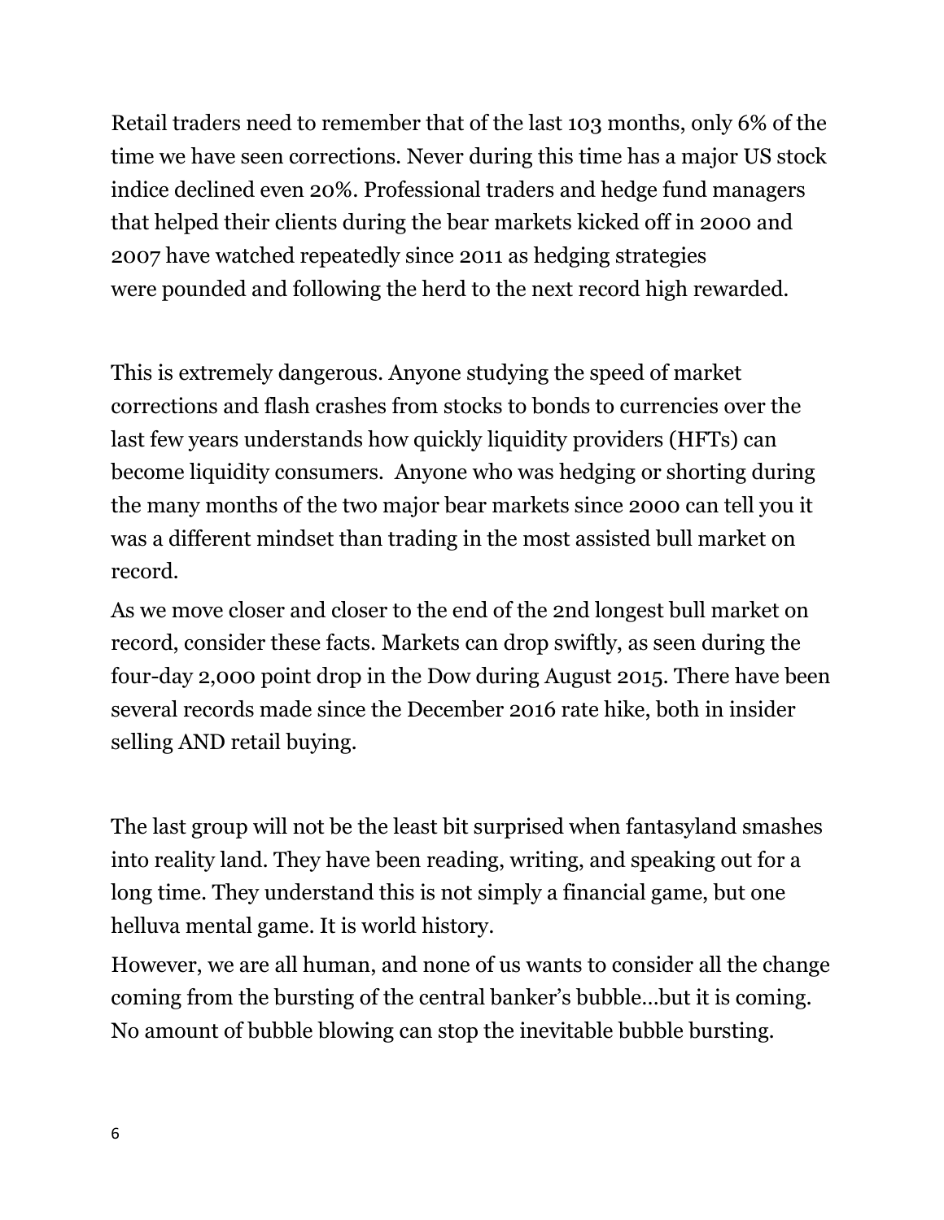Retail traders need to remember that of the last 103 months, only 6% of the time we have seen corrections. Never during this time has a major US stock indice declined even 20%. Professional traders and hedge fund managers that helped their clients during the bear markets kicked off in 2000 and 2007 have watched repeatedly since 2011 as hedging strategies were pounded and following the herd to the next record high rewarded.

This is extremely dangerous. Anyone studying the speed of market corrections and flash crashes from stocks to bonds to currencies over the last few years understands how quickly liquidity providers (HFTs) can become liquidity consumers. Anyone who was hedging or shorting during the many months of the two major bear markets since 2000 can tell you it was a different mindset than trading in the most assisted bull market on record.

As we move closer and closer to the end of the 2nd longest bull market on record, consider these facts. Markets can drop swiftly, as seen during the four-day 2,000 point drop in the Dow during August 2015. There have been several records made since the December 2016 rate hike, both in insider selling AND retail buying.

The last group will not be the least bit surprised when fantasyland smashes into reality land. They have been reading, writing, and speaking out for a long time. They understand this is not simply a financial game, but one helluva mental game. It is world history.

However, we are all human, and none of us wants to consider all the change coming from the bursting of the central banker's bubble…but it is coming. No amount of bubble blowing can stop the inevitable bubble bursting.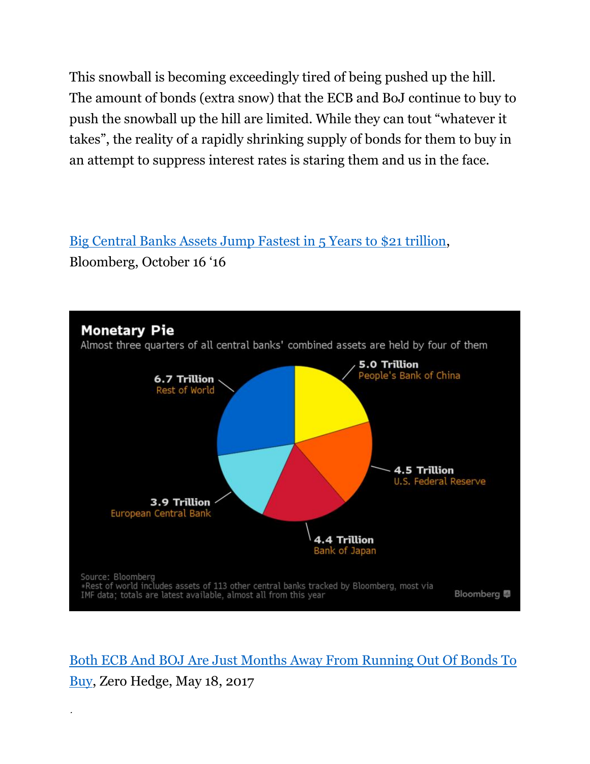This snowball is becoming exceedingly tired of being pushed up the hill. The amount of bonds (extra snow) that the ECB and BoJ continue to buy to push the snowball up the hill are limited. While they can tout "whatever it takes", the reality of a rapidly shrinking supply of bonds for them to buy in an attempt to suppress interest rates is staring them and us in the face.

Big Central Banks Assets Jump Fastest in 5 Years to $21 trillion, Bloomberg, October 16 '16

**Monetary Pie**

Almost three quarters of all central banks' combined assets are held by four of them

- **5.0 Trillion** People's Bank of China
- **4.5 Trillion** U.S. Federal Reserve
- **4.4 Trillion** Bank of Japan
- **3.9 Trillion** European Central Bank
- **6.7 Trillion** Rest of World

Source: Bloomberg
*Rest of world includes assets of 113 other central banks tracked by Bloomberg, most via IMF data; totals are latest available, almost all from this year

Bloomberg

Both ECB And BOJ Are Just Months Away From Running Out Of Bonds To Buy, Zero Hedge, May 18, 2017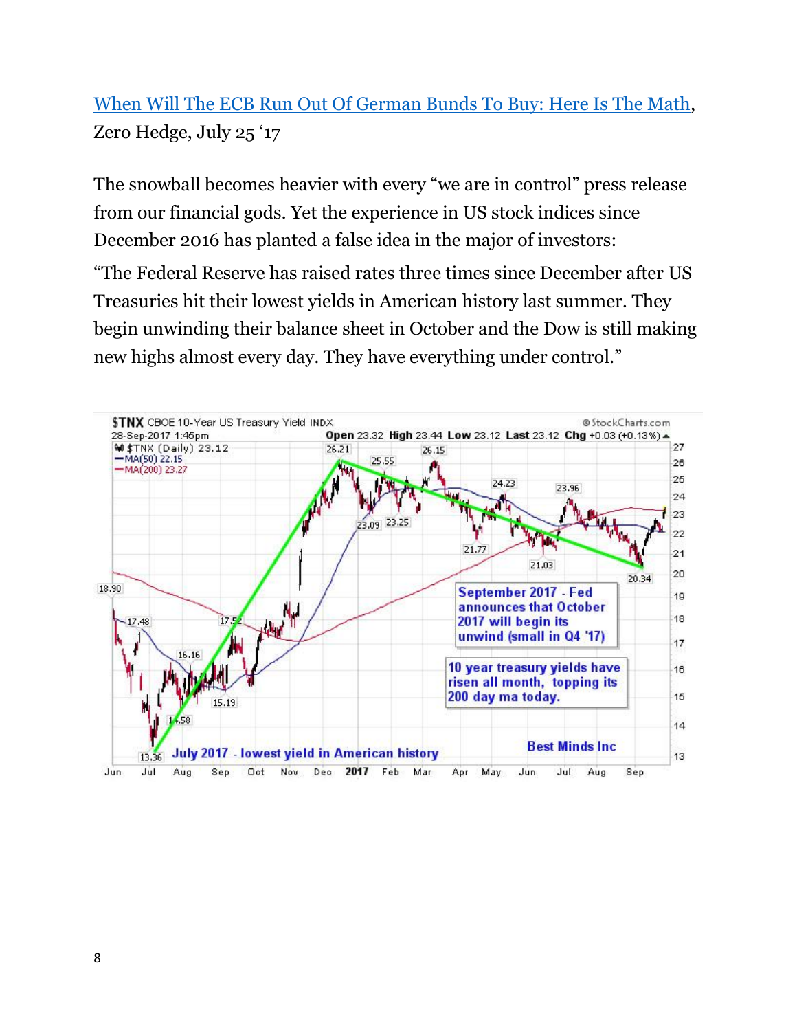[When Will The ECB Run Out Of German Bunds To Buy: Here Is The Math](), Zero Hedge, July 25 '17

The snowball becomes heavier with every "we are in control" press release from our financial gods. Yet the experience in US stock indices since December 2016 has planted a false idea in the major of investors:

"The Federal Reserve has raised rates three times since December after US Treasuries hit their lowest yields in American history last summer. They begin unwinding their balance sheet in October and the Dow is still making new highs almost every day. They have everything under control."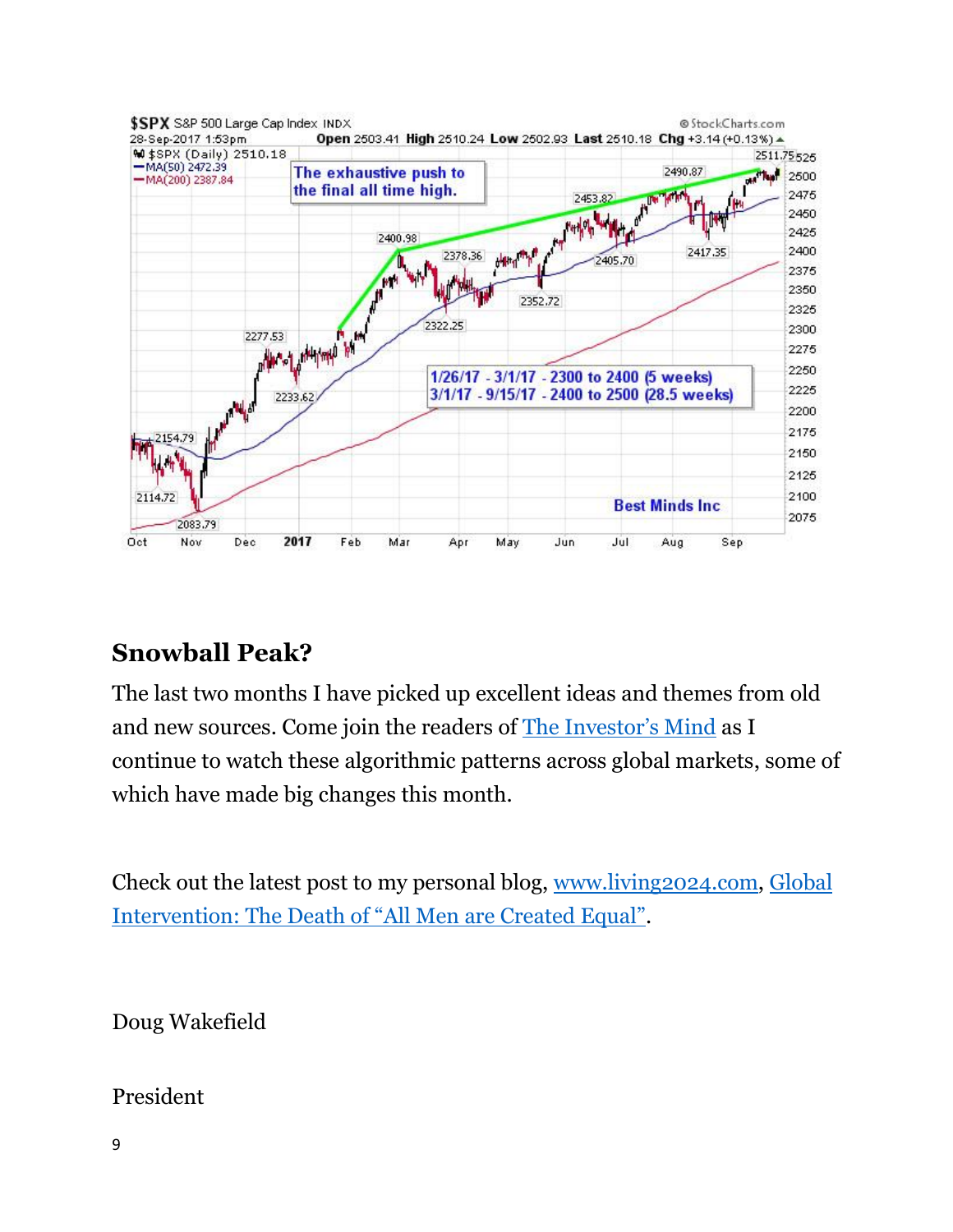## Snowball Peak?

The last two months I have picked up excellent ideas and themes from old and new sources. Come join the readers of [The Investor's Mind]() as I continue to watch these algorithmic patterns across global markets, some of which have made big changes this month.

Check out the latest post to my personal blog, [www.living2024.com](), [Global Intervention: The Death of "All Men are Created Equal"]().

Doug Wakefield

President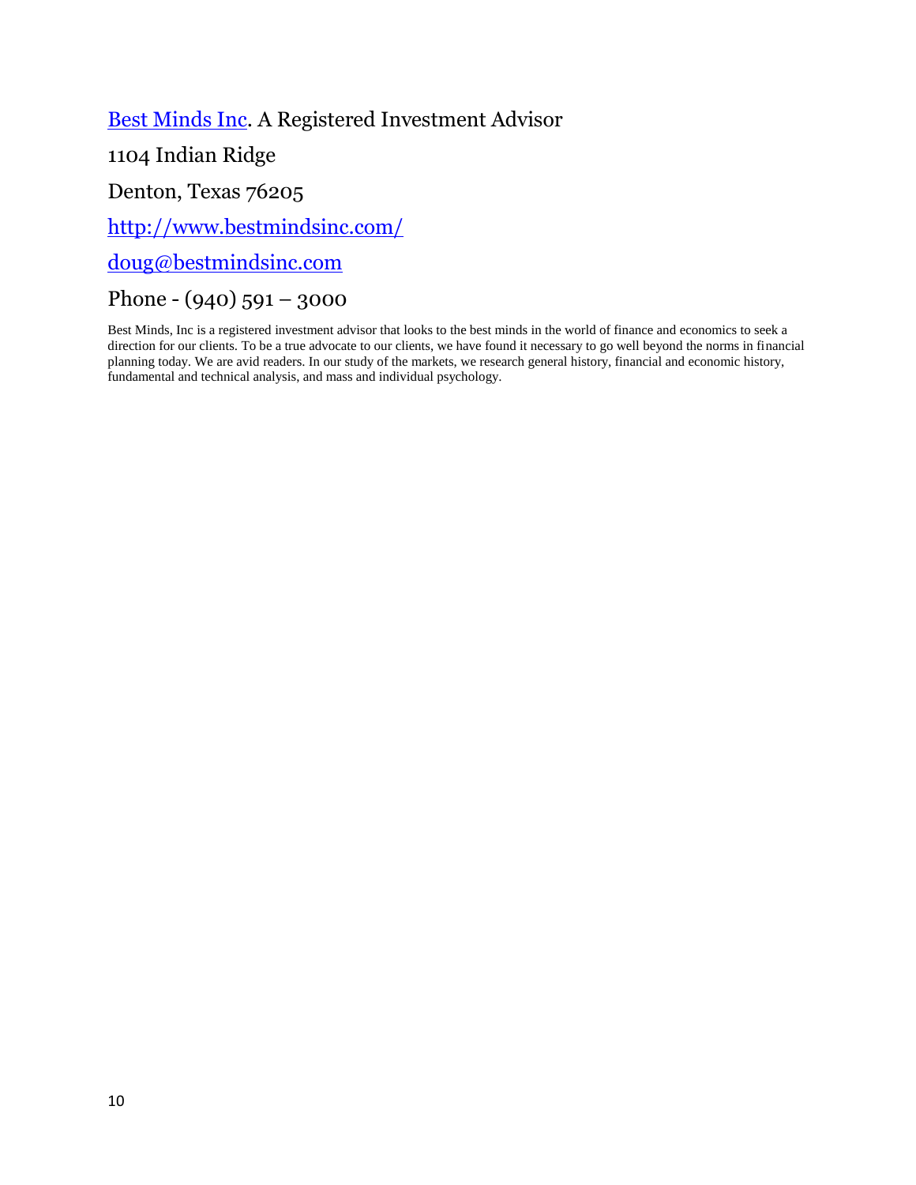[Best Minds Inc](http://www.bestmindsinc.com/). A Registered Investment Advisor

1104 Indian Ridge

Denton, Texas 76205

http://www.bestmindsinc.com/

doug@bestmindsinc.com

Phone - (940) 591 – 3000

Best Minds, Inc is a registered investment advisor that looks to the best minds in the world of finance and economics to seek a direction for our clients. To be a true advocate to our clients, we have found it necessary to go well beyond the norms in financial planning today. We are avid readers. In our study of the markets, we research general history, financial and economic history, fundamental and technical analysis, and mass and individual psychology.